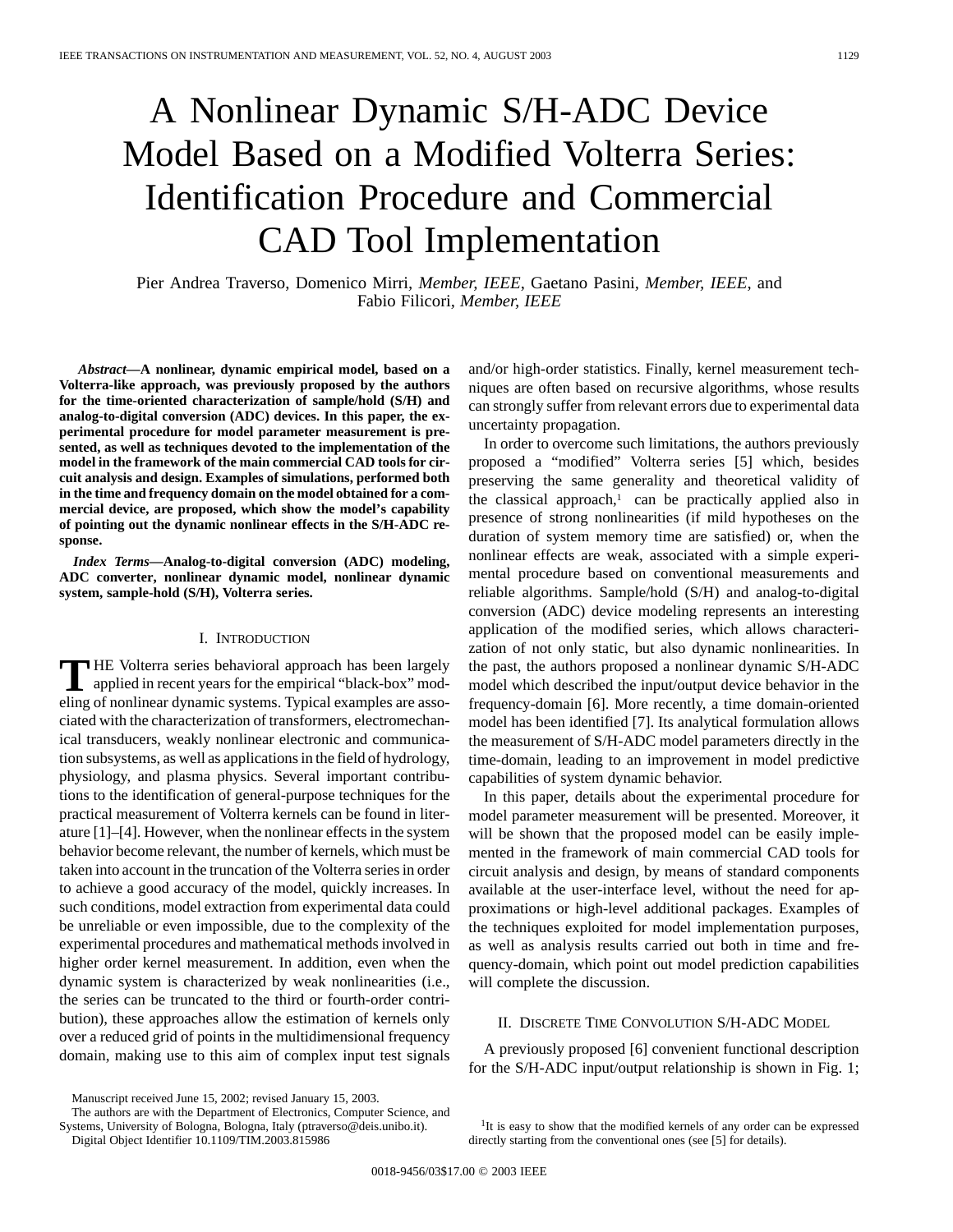# A Nonlinear Dynamic S/H-ADC Device Model Based on a Modified Volterra Series: Identification Procedure and Commercial CAD Tool Implementation

Pier Andrea Traverso, Domenico Mirri, *Member, IEEE*, Gaetano Pasini, *Member, IEEE*, and Fabio Filicori, *Member, IEEE*

***Abstract*—A nonlinear, dynamic empirical model, based on a Volterra-like approach, was previously proposed by the authors for the time-oriented characterization of sample/hold (S/H) and analog-to-digital conversion (ADC) devices. In this paper, the experimental procedure for model parameter measurement is presented, as well as techniques devoted to the implementation of the model in the framework of the main commercial CAD tools for circuit analysis and design. Examples of simulations, performed both in the time and frequency domain on the model obtained for a commercial device, are proposed, which show the model's capability of pointing out the dynamic nonlinear effects in the S/H-ADC response.**

***Index Terms*—Analog-to-digital conversion (ADC) modeling, ADC converter, nonlinear dynamic model, nonlinear dynamic system, sample-hold (S/H), Volterra series.**

## I. Introduction

The Volterra series behavioral approach has been largely applied in recent years for the empirical "black-box" modeling of nonlinear dynamic systems. Typical examples are associated with the characterization of transformers, electromechanical transducers, weakly nonlinear electronic and communication subsystems, as well as applications in the field of hydrology, physiology, and plasma physics. Several important contributions to the identification of general-purpose techniques for the practical measurement of Volterra kernels can be found in literature [1]–[4]. However, when the nonlinear effects in the system behavior become relevant, the number of kernels, which must be taken into account in the truncation of the Volterra series in order to achieve a good accuracy of the model, quickly increases. In such conditions, model extraction from experimental data could be unreliable or even impossible, due to the complexity of the experimental procedures and mathematical methods involved in higher order kernel measurement. In addition, even when the dynamic system is characterized by weak nonlinearities (i.e., the series can be truncated to the third or fourth-order contribution), these approaches allow the estimation of kernels only over a reduced grid of points in the multidimensional frequency domain, making use to this aim of complex input test signals and/or high-order statistics. Finally, kernel measurement techniques are often based on recursive algorithms, whose results can strongly suffer from relevant errors due to experimental data uncertainty propagation.

In order to overcome such limitations, the authors previously proposed a "modified" Volterra series [5] which, besides preserving the same generality and theoretical validity of the classical approach,[1] can be practically applied also in presence of strong nonlinearities (if mild hypotheses on the duration of system memory time are satisfied) or, when the nonlinear effects are weak, associated with a simple experimental procedure based on conventional measurements and reliable algorithms. Sample/hold (S/H) and analog-to-digital conversion (ADC) device modeling represents an interesting application of the modified series, which allows characterization of not only static, but also dynamic nonlinearities. In the past, the authors proposed a nonlinear dynamic S/H-ADC model which described the input/output device behavior in the frequency-domain [6]. More recently, a time domain-oriented model has been identified [7]. Its analytical formulation allows the measurement of S/H-ADC model parameters directly in the time-domain, leading to an improvement in model predictive capabilities of system dynamic behavior.

In this paper, details about the experimental procedure for model parameter measurement will be presented. Moreover, it will be shown that the proposed model can be easily implemented in the framework of main commercial CAD tools for circuit analysis and design, by means of standard components available at the user-interface level, without the need for approximations or high-level additional packages. Examples of the techniques exploited for model implementation purposes, as well as analysis results carried out both in time and frequency-domain, which point out model prediction capabilities will complete the discussion.

## II. Discrete Time Convolution S/H-ADC Model

A previously proposed [6] convenient functional description for the S/H-ADC input/output relationship is shown in Fig. 1;

Manuscript received June 15, 2002; revised January 15, 2003.

The authors are with the Department of Electronics, Computer Science, and Systems, University of Bologna, Bologna, Italy (ptraverso@deis.unibo.it).

Digital Object Identifier 10.1109/TIM.2003.815986

[1] It is easy to show that the modified kernels of any order can be expressed directly starting from the conventional ones (see [5] for details).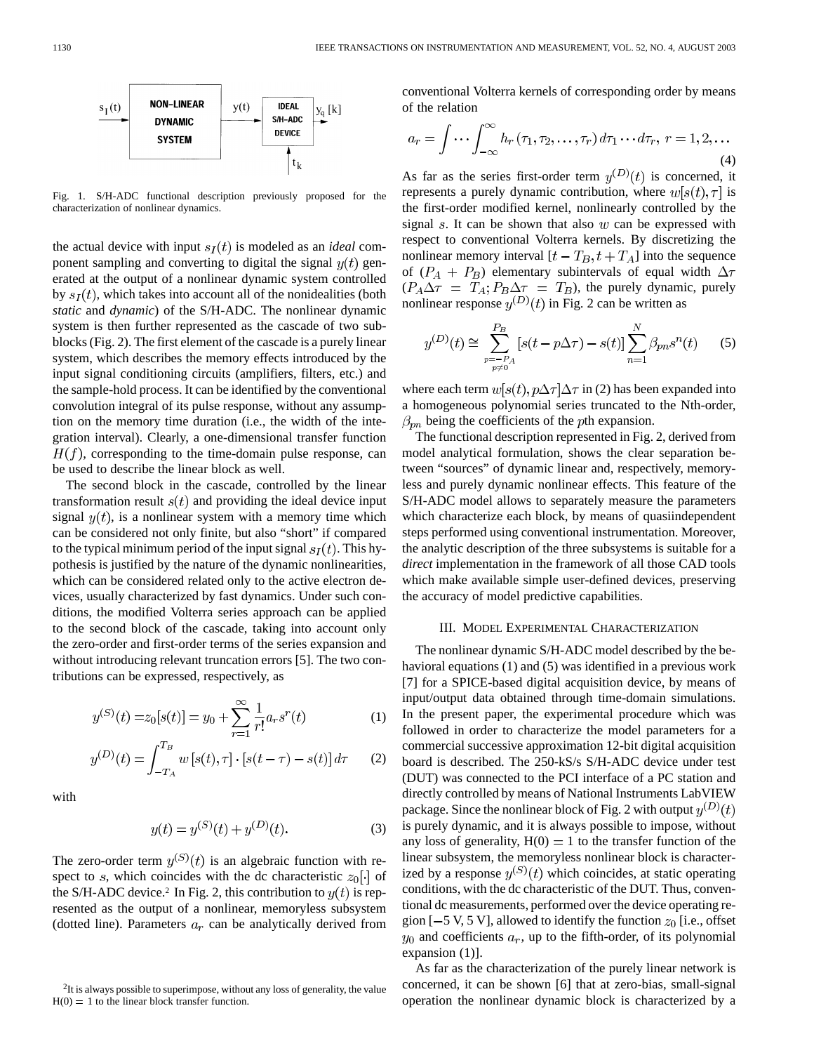Fig. 1. S/H-ADC functional description previously proposed for the characterization of nonlinear dynamics.

the actual device with input $s_I(t)$ is modeled as an *ideal* component sampling and converting to digital the signal $y(t)$ generated at the output of a nonlinear dynamic system controlled by $s_I(t)$, which takes into account all of the nonidealities (both *static* and *dynamic*) of the S/H-ADC. The nonlinear dynamic system is then further represented as the cascade of two subblocks (Fig. 2). The first element of the cascade is a purely linear system, which describes the memory effects introduced by the input signal conditioning circuits (amplifiers, filters, etc.) and the sample-hold process. It can be identified by the conventional convolution integral of its pulse response, without any assumption on the memory time duration (i.e., the width of the integration interval). Clearly, a one-dimensional transfer function $H(f)$, corresponding to the time-domain pulse response, can be used to describe the linear block as well.

The second block in the cascade, controlled by the linear transformation result $s(t)$ and providing the ideal device input signal $y(t)$, is a nonlinear system with a memory time which can be considered not only finite, but also "short" if compared to the typical minimum period of the input signal $s_I(t)$. This hypothesis is justified by the nature of the dynamic nonlinearities, which can be considered related only to the active electron devices, usually characterized by fast dynamics. Under such conditions, the modified Volterra series approach can be applied to the second block of the cascade, taking into account only the zero-order and first-order terms of the series expansion and without introducing relevant truncation errors [5]. The two contributions can be expressed, respectively, as

$$y^{(S)}(t) = z_0[s(t)] = y_0 + \sum_{r=1}^{\infty} \frac{1}{r!} a_r s^r(t) \quad (1)$$

$$y^{(D)}(t) = \int_{-T_A}^{T_B} w\,[s(t), \tau] \cdot [s(t-\tau) - s(t)]\, d\tau \quad (2)$$

with

$$y(t) = y^{(S)}(t) + y^{(D)}(t). \quad (3)$$

The zero-order term $y^{(S)}(t)$ is an algebraic function with respect to $s$, which coincides with the dc characteristic $z_0[\cdot]$ of the S/H-ADC device.[2] In Fig. 2, this contribution to $y(t)$ is represented as the output of a nonlinear, memoryless subsystem (dotted line). Parameters $a_r$ can be analytically derived from conventional Volterra kernels of corresponding order by means of the relation

$$a_r = \int \cdots \int_{-\infty}^{\infty} h_r(\tau_1, \tau_2, \ldots, \tau_r)\, d\tau_1 \cdots d\tau_r, \; r = 1, 2, \ldots \quad (4)$$

As far as the series first-order term $y^{(D)}(t)$ is concerned, it represents a purely dynamic contribution, where $w[s(t), \tau]$ is the first-order modified kernel, nonlinearly controlled by the signal $s$. It can be shown that also $w$ can be expressed with respect to conventional Volterra kernels. By discretizing the nonlinear memory interval $[t - T_B, t + T_A]$ into the sequence of $(P_A + P_B)$ elementary subintervals of equal width $\Delta\tau$ ($P_A \Delta\tau = T_A; P_B \Delta\tau = T_B$), the purely dynamic, purely nonlinear response $y^{(D)}(t)$ in Fig. 2 can be written as

$$y^{(D)}(t) \cong \sum_{\substack{p=-P_A \\ p \neq 0}}^{P_B} [s(t - p\Delta\tau) - s(t)] \sum_{n=1}^{N} \beta_{pn} s^n(t) \quad (5)$$

where each term $w[s(t), p\Delta\tau]\Delta\tau$ in (2) has been expanded into a homogeneous polynomial series truncated to the Nth-order, $\beta_{pn}$ being the coefficients of the $p$th expansion.

The functional description represented in Fig. 2, derived from model analytical formulation, shows the clear separation between "sources" of dynamic linear and, respectively, memoryless and purely dynamic nonlinear effects. This feature of the S/H-ADC model allows to separately measure the parameters which characterize each block, by means of quasiindependent steps performed using conventional instrumentation. Moreover, the analytic description of the three subsystems is suitable for a *direct* implementation in the framework of all those CAD tools which make available simple user-defined devices, preserving the accuracy of model predictive capabilities.

## III. Model Experimental Characterization

The nonlinear dynamic S/H-ADC model described by the behavioral equations (1) and (5) was identified in a previous work [7] for a SPICE-based digital acquisition device, by means of input/output data obtained through time-domain simulations. In the present paper, the experimental procedure which was followed in order to characterize the model parameters for a commercial successive approximation 12-bit digital acquisition board is described. The 250-kS/s S/H-ADC device under test (DUT) was connected to the PCI interface of a PC station and directly controlled by means of National Instruments LabVIEW package. Since the nonlinear block of Fig. 2 with output $y^{(D)}(t)$ is purely dynamic, and it is always possible to impose, without any loss of generality, $H(0) = 1$ to the transfer function of the linear subsystem, the memoryless nonlinear block is characterized by a response $y^{(S)}(t)$ which coincides, at static operating conditions, with the dc characteristic of the DUT. Thus, conventional dc measurements, performed over the device operating region [−5 V, 5 V], allowed to identify the function $z_0$ [i.e., offset $y_0$ and coefficients $a_r$, up to the fifth-order, of its polynomial expansion (1)].

As far as the characterization of the purely linear network is concerned, it can be shown [6] that at zero-bias, small-signal operation the nonlinear dynamic block is characterized by a

[2] It is always possible to superimpose, without any loss of generality, the value $H(0) = 1$ to the linear block transfer function.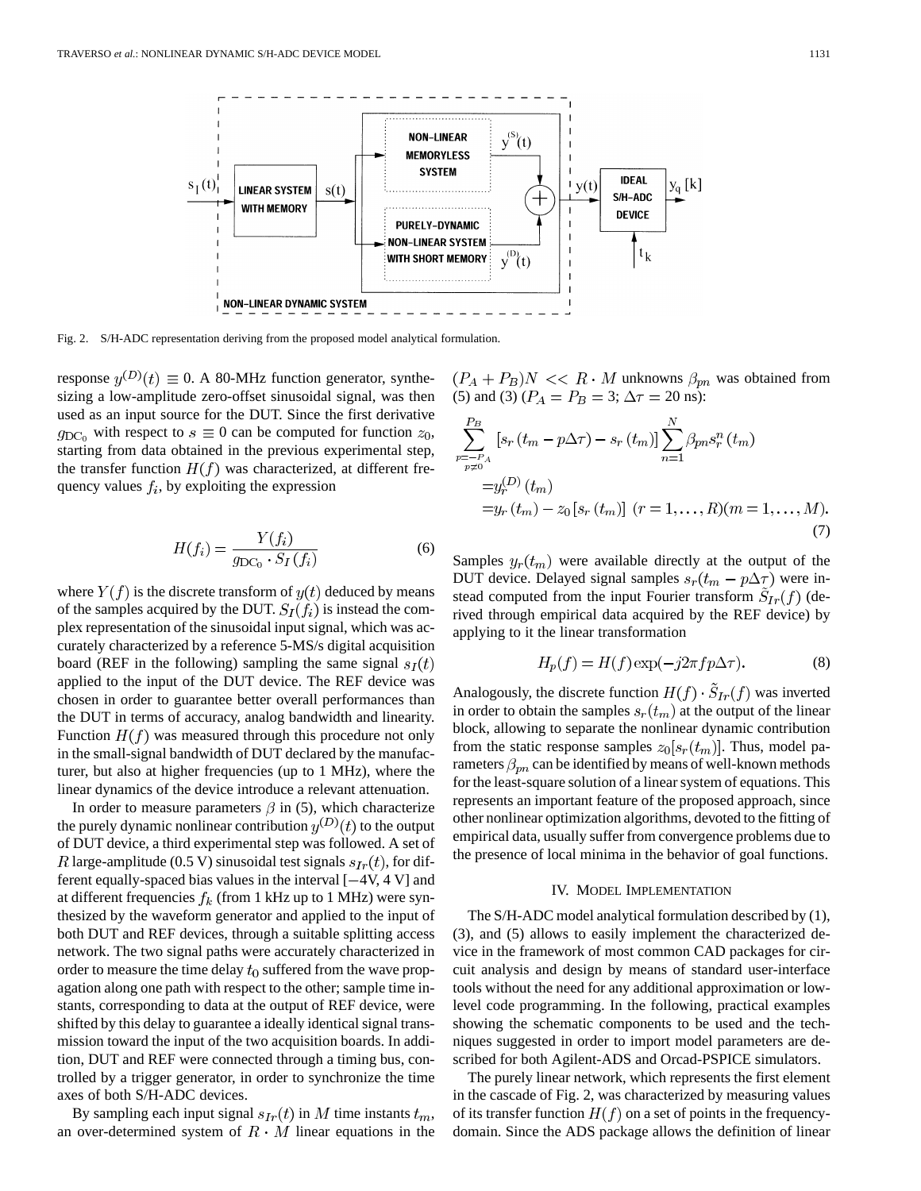Fig. 2. S/H-ADC representation deriving from the proposed model analytical formulation.

response $y^{(D)}(t) \equiv 0$. A 80-MHz function generator, synthesizing a low-amplitude zero-offset sinusoidal signal, was then used as an input source for the DUT. Since the first derivative $g_{\mathrm{DC}_0}$ with respect to $s \equiv 0$ can be computed for function $z_0$, starting from data obtained in the previous experimental step, the transfer function $H(f)$ was characterized, at different frequency values $f_i$, by exploiting the expression

$$H(f_i) = \frac{Y(f_i)}{g_{\mathrm{DC}_0} \cdot S_I(f_i)} \tag{6}$$

where $Y(f)$ is the discrete transform of $y(t)$ deduced by means of the samples acquired by the DUT. $S_I(f_i)$ is instead the complex representation of the sinusoidal input signal, which was accurately characterized by a reference 5-MS/s digital acquisition board (REF in the following) sampling the same signal $s_I(t)$ applied to the input of the DUT device. The REF device was chosen in order to guarantee better overall performances than the DUT in terms of accuracy, analog bandwidth and linearity. Function $H(f)$ was measured through this procedure not only in the small-signal bandwidth of DUT declared by the manufacturer, but also at higher frequencies (up to 1 MHz), where the linear dynamics of the device introduce a relevant attenuation.

In order to measure parameters $\beta$ in (5), which characterize the purely dynamic nonlinear contribution $y^{(D)}(t)$ to the output of DUT device, a third experimental step was followed. A set of $R$ large-amplitude (0.5 V) sinusoidal test signals $s_{Ir}(t)$, for different equally-spaced bias values in the interval [−4V, 4 V] and at different frequencies $f_k$ (from 1 kHz up to 1 MHz) were synthesized by the waveform generator and applied to the input of both DUT and REF devices, through a suitable splitting access network. The two signal paths were accurately characterized in order to measure the time delay $t_0$ suffered from the wave propagation along one path with respect to the other; sample time instants, corresponding to data at the output of REF device, were shifted by this delay to guarantee a ideally identical signal transmission toward the input of the two acquisition boards. In addition, DUT and REF were connected through a timing bus, controlled by a trigger generator, in order to synchronize the time axes of both S/H-ADC devices.

By sampling each input signal $s_{Ir}(t)$ in $M$ time instants $t_m$, an over-determined system of $R \cdot M$ linear equations in the $(P_A + P_B)N << R \cdot M$ unknowns $\beta_{pn}$ was obtained from (5) and (3) ($P_A = P_B = 3$; $\Delta\tau = 20$ ns):

$$\begin{aligned}\sum_{\substack{p=-P_A\\ p\neq 0}}^{P_B} &[s_r(t_m - p\Delta\tau) - s_r(t_m)] \sum_{n=1}^{N} \beta_{pn} s_r^n(t_m)\\ &= y_r^{(D)}(t_m)\\ &= y_r(t_m) - z_0[s_r(t_m)] \;\; (r = 1, \ldots, R)(m = 1, \ldots, M).\end{aligned} \tag{7}$$

Samples $y_r(t_m)$ were available directly at the output of the DUT device. Delayed signal samples $s_r(t_m - p\Delta\tau)$ were instead computed from the input Fourier transform $\tilde{S}_{Ir}(f)$ (derived through empirical data acquired by the REF device) by applying to it the linear transformation

$$H_p(f) = H(f)\exp(-j2\pi f p\Delta\tau). \tag{8}$$

Analogously, the discrete function $H(f) \cdot \tilde{S}_{Ir}(f)$ was inverted in order to obtain the samples $s_r(t_m)$ at the output of the linear block, allowing to separate the nonlinear dynamic contribution from the static response samples $z_0[s_r(t_m)]$. Thus, model parameters $\beta_{pn}$ can be identified by means of well-known methods for the least-square solution of a linear system of equations. This represents an important feature of the proposed approach, since other nonlinear optimization algorithms, devoted to the fitting of empirical data, usually suffer from convergence problems due to the presence of local minima in the behavior of goal functions.

## IV. Model Implementation

The S/H-ADC model analytical formulation described by (1), (3), and (5) allows to easily implement the characterized device in the framework of most common CAD packages for circuit analysis and design by means of standard user-interface tools without the need for any additional approximation or low-level code programming. In the following, practical examples showing the schematic components to be used and the techniques suggested in order to import model parameters are described for both Agilent-ADS and Orcad-PSPICE simulators.

The purely linear network, which represents the first element in the cascade of Fig. 2, was characterized by measuring values of its transfer function $H(f)$ on a set of points in the frequency-domain. Since the ADS package allows the definition of linear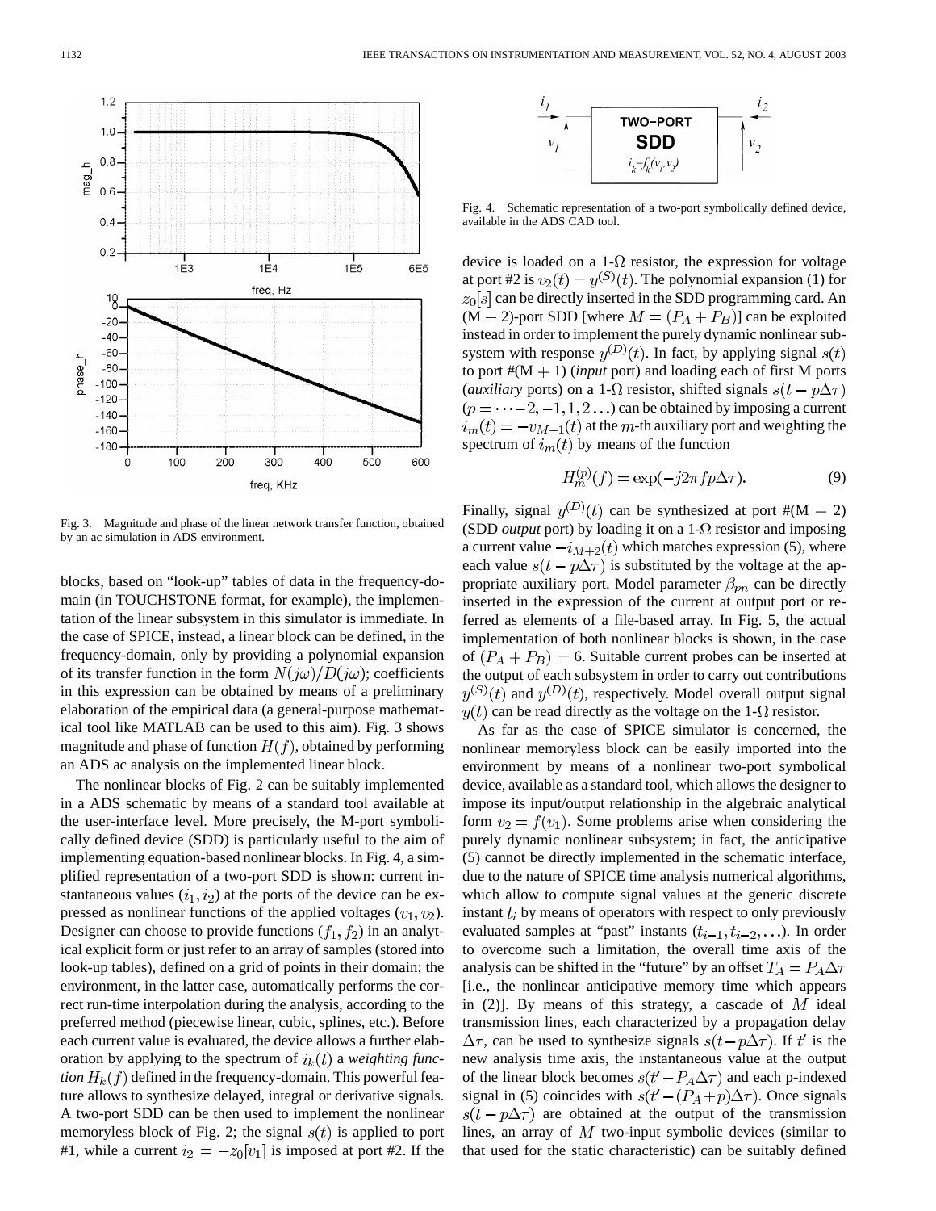Fig. 3. Magnitude and phase of the linear network transfer function, obtained by an ac simulation in ADS environment.

blocks, based on "look-up" tables of data in the frequency-domain (in TOUCHSTONE format, for example), the implementation of the linear subsystem in this simulator is immediate. In the case of SPICE, instead, a linear block can be defined, in the frequency-domain, only by providing a polynomial expansion of its transfer function in the form $N(j\omega)/D(j\omega)$; coefficients in this expression can be obtained by means of a preliminary elaboration of the empirical data (a general-purpose mathematical tool like MATLAB can be used to this aim). Fig. 3 shows magnitude and phase of function $H(f)$, obtained by performing an ADS ac analysis on the implemented linear block.

The nonlinear blocks of Fig. 2 can be suitably implemented in a ADS schematic by means of a standard tool available at the user-interface level. More precisely, the M-port symbolically defined device (SDD) is particularly useful to the aim of implementing equation-based nonlinear blocks. In Fig. 4, a simplified representation of a two-port SDD is shown: current instantaneous values $(i_1, i_2)$ at the ports of the device can be expressed as nonlinear functions of the applied voltages $(v_1, v_2)$. Designer can choose to provide functions $(f_1, f_2)$ in an analytical explicit form or just refer to an array of samples (stored into look-up tables), defined on a grid of points in their domain; the environment, in the latter case, automatically performs the correct run-time interpolation during the analysis, according to the preferred method (piecewise linear, cubic, splines, etc.). Before each current value is evaluated, the device allows a further elaboration by applying to the spectrum of $i_k(t)$ a *weighting function* $H_k(f)$ defined in the frequency-domain. This powerful feature allows to synthesize delayed, integral or derivative signals. A two-port SDD can be then used to implement the nonlinear memoryless block of Fig. 2; the signal $s(t)$ is applied to port #1, while a current $i_2 = -z_0[v_1]$ is imposed at port #2. If the

Fig. 4. Schematic representation of a two-port symbolically defined device, available in the ADS CAD tool.

device is loaded on a 1-$\Omega$ resistor, the expression for voltage at port #2 is $v_2(t) = y^{(S)}(t)$. The polynomial expansion (1) for $z_0[s]$ can be directly inserted in the SDD programming card. An (M + 2)-port SDD [where $M = (P_A + P_B)$] can be exploited instead in order to implement the purely dynamic nonlinear subsystem with response $y^{(D)}(t)$. In fact, by applying signal $s(t)$ to port #(M + 1) (*input* port) and loading each of first M ports (*auxiliary* ports) on a 1-$\Omega$ resistor, shifted signals $s(t - p\Delta\tau)$ $(p = \cdots -2, -1, 1, 2 \ldots)$ can be obtained by imposing a current $i_m(t) = -v_{M+1}(t)$ at the $m$-th auxiliary port and weighting the spectrum of $i_m(t)$ by means of the function

$$H_m^{(p)}(f) = \exp(-j2\pi fp\Delta\tau). \tag{9}$$

Finally, signal $y^{(D)}(t)$ can be synthesized at port #(M + 2) (SDD *output* port) by loading it on a 1-$\Omega$ resistor and imposing a current value $-i_{M+2}(t)$ which matches expression (5), where each value $s(t - p\Delta\tau)$ is substituted by the voltage at the appropriate auxiliary port. Model parameter $\beta_{pn}$ can be directly inserted in the expression of the current at output port or referred as elements of a file-based array. In Fig. 5, the actual implementation of both nonlinear blocks is shown, in the case of $(P_A + P_B) = 6$. Suitable current probes can be inserted at the output of each subsystem in order to carry out contributions $y^{(S)}(t)$ and $y^{(D)}(t)$, respectively. Model overall output signal $y(t)$ can be read directly as the voltage on the 1-$\Omega$ resistor.

As far as the case of SPICE simulator is concerned, the nonlinear memoryless block can be easily imported into the environment by means of a nonlinear two-port symbolical device, available as a standard tool, which allows the designer to impose its input/output relationship in the algebraic analytical form $v_2 = f(v_1)$. Some problems arise when considering the purely dynamic nonlinear subsystem; in fact, the anticipative (5) cannot be directly implemented in the schematic interface, due to the nature of SPICE time analysis numerical algorithms, which allow to compute signal values at the generic discrete instant $t_i$ by means of operators with respect to only previously evaluated samples at "past" instants $(t_{i-1}, t_{i-2}, \ldots)$. In order to overcome such a limitation, the overall time axis of the analysis can be shifted in the "future" by an offset $T_A = P_A\Delta\tau$ [i.e., the nonlinear anticipative memory time which appears in (2)]. By means of this strategy, a cascade of $M$ ideal transmission lines, each characterized by a propagation delay $\Delta\tau$, can be used to synthesize signals $s(t - p\Delta\tau)$. If $t'$ is the new analysis time axis, the instantaneous value at the output of the linear block becomes $s(t' - P_A\Delta\tau)$ and each p-indexed signal in (5) coincides with $s(t' - (P_A + p)\Delta\tau)$. Once signals $s(t - p\Delta\tau)$ are obtained at the output of the transmission lines, an array of $M$ two-input symbolic devices (similar to that used for the static characteristic) can be suitably defined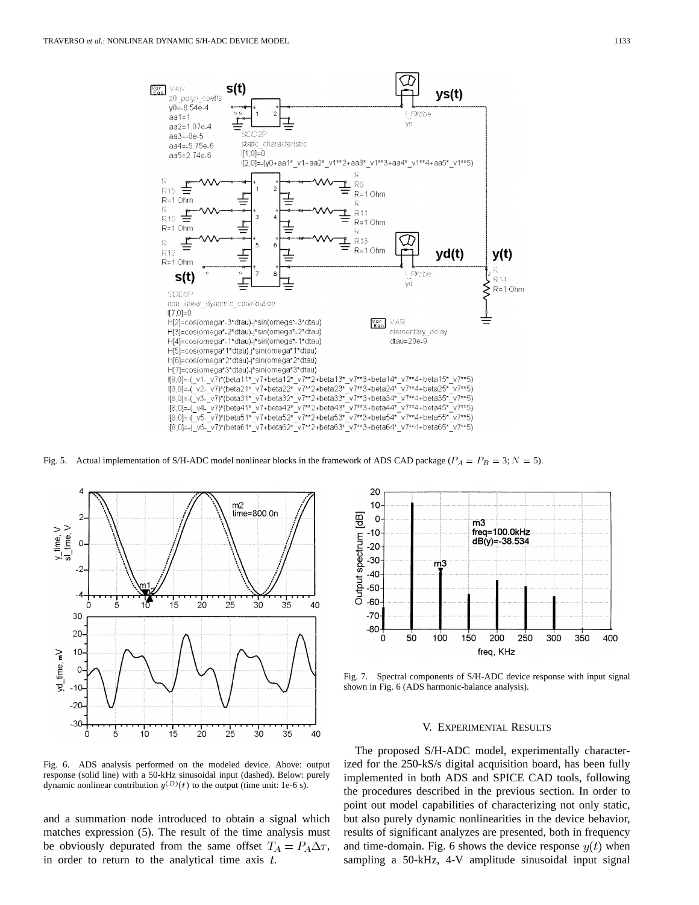Fig. 5. Actual implementation of S/H-ADC model nonlinear blocks in the framework of ADS CAD package ($P_A = P_B = 3$; $N = 5$).

Fig. 6. ADS analysis performed on the modeled device. Above: output response (solid line) with a 50-kHz sinusoidal input (dashed). Below: purely dynamic nonlinear contribution $y^{(D)}(t)$ to the output (time unit: 1e-6 s).

Fig. 7. Spectral components of S/H-ADC device response with input signal shown in Fig. 6 (ADS harmonic-balance analysis).

and a summation node introduced to obtain a signal which matches expression (5). The result of the time analysis must be obviously depurated from the same offset $T_A = P_A \Delta\tau$, in order to return to the analytical time axis $t$.

## V. Experimental Results

The proposed S/H-ADC model, experimentally characterized for the 250-kS/s digital acquisition board, has been fully implemented in both ADS and SPICE CAD tools, following the procedures described in the previous section. In order to point out model capabilities of characterizing not only static, but also purely dynamic nonlinearities in the device behavior, results of significant analyzes are presented, both in frequency and time-domain. Fig. 6 shows the device response $y(t)$ when sampling a 50-kHz, 4-V amplitude sinusoidal input signal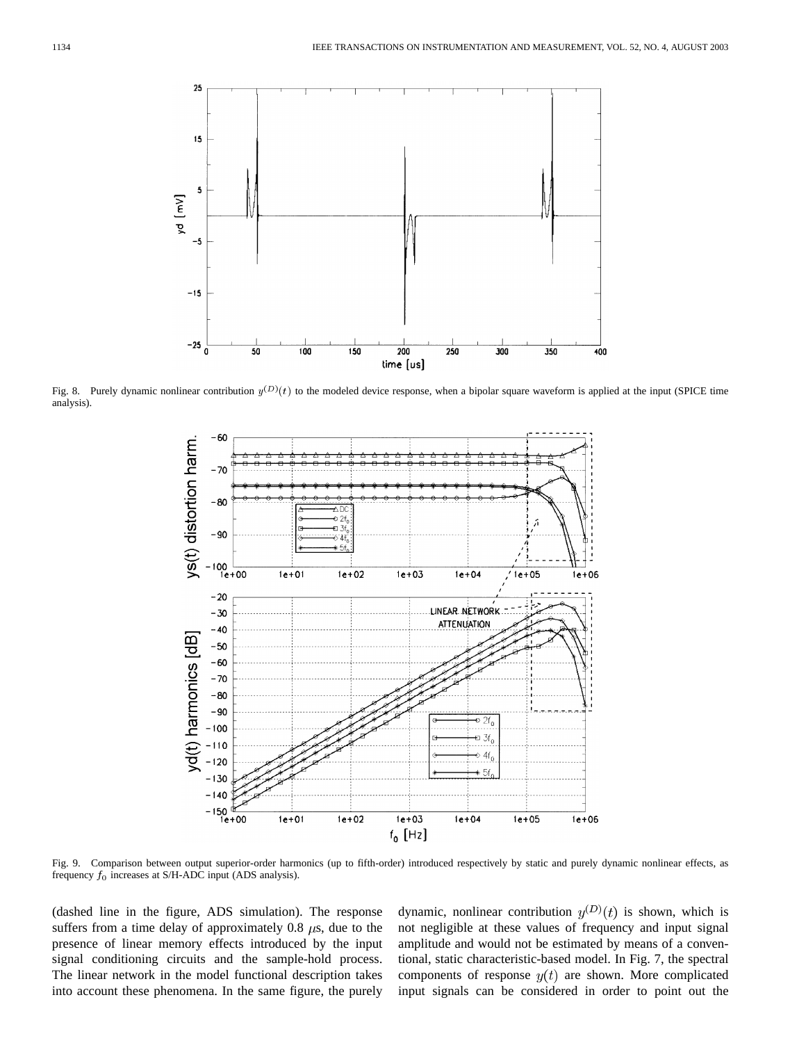Fig. 8. Purely dynamic nonlinear contribution $y^{(D)}(t)$ to the modeled device response, when a bipolar square waveform is applied at the input (SPICE time analysis).

Fig. 9. Comparison between output superior-order harmonics (up to fifth-order) introduced respectively by static and purely dynamic nonlinear effects, as frequency $f_0$ increases at S/H-ADC input (ADS analysis).

(dashed line in the figure, ADS simulation). The response suffers from a time delay of approximately 0.8 $\mu$s, due to the presence of linear memory effects introduced by the input signal conditioning circuits and the sample-hold process. The linear network in the model functional description takes into account these phenomena. In the same figure, the purely dynamic, nonlinear contribution $y^{(D)}(t)$ is shown, which is not negligible at these values of frequency and input signal amplitude and would not be estimated by means of a conventional, static characteristic-based model. In Fig. 7, the spectral components of response $y(t)$ are shown. More complicated input signals can be considered in order to point out the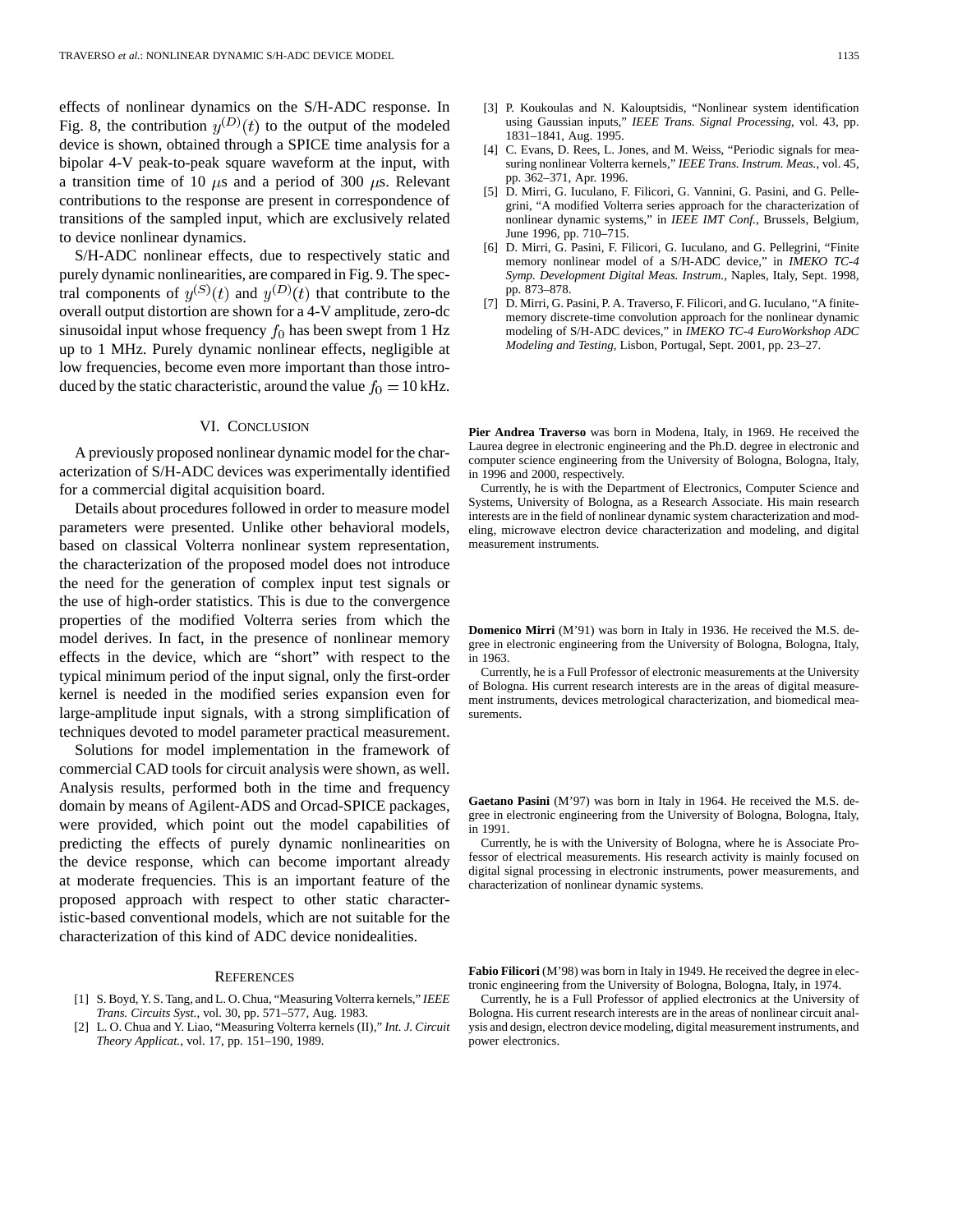effects of nonlinear dynamics on the S/H-ADC response. In Fig. 8, the contribution $y^{(D)}(t)$ to the output of the modeled device is shown, obtained through a SPICE time analysis for a bipolar 4-V peak-to-peak square waveform at the input, with a transition time of 10 $\mu$s and a period of 300 $\mu$s. Relevant contributions to the response are present in correspondence of transitions of the sampled input, which are exclusively related to device nonlinear dynamics.

S/H-ADC nonlinear effects, due to respectively static and purely dynamic nonlinearities, are compared in Fig. 9. The spectral components of $y^{(S)}(t)$ and $y^{(D)}(t)$ that contribute to the overall output distortion are shown for a 4-V amplitude, zero-dc sinusoidal input whose frequency $f_0$ has been swept from 1 Hz up to 1 MHz. Purely dynamic nonlinear effects, negligible at low frequencies, become even more important than those introduced by the static characteristic, around the value $f_0 = 10$ kHz.

## VI. Conclusion

A previously proposed nonlinear dynamic model for the characterization of S/H-ADC devices was experimentally identified for a commercial digital acquisition board.

Details about procedures followed in order to measure model parameters were presented. Unlike other behavioral models, based on classical Volterra nonlinear system representation, the characterization of the proposed model does not introduce the need for the generation of complex input test signals or the use of high-order statistics. This is due to the convergence properties of the modified Volterra series from which the model derives. In fact, in the presence of nonlinear memory effects in the device, which are "short" with respect to the typical minimum period of the input signal, only the first-order kernel is needed in the modified series expansion even for large-amplitude input signals, with a strong simplification of techniques devoted to model parameter practical measurement.

Solutions for model implementation in the framework of commercial CAD tools for circuit analysis were shown, as well. Analysis results, performed both in the time and frequency domain by means of Agilent-ADS and Orcad-SPICE packages, were provided, which point out the model capabilities of predicting the effects of purely dynamic nonlinearities on the device response, which can become important already at moderate frequencies. This is an important feature of the proposed approach with respect to other static characteristic-based conventional models, which are not suitable for the characterization of this kind of ADC device nonidealities.

## References

[1] S. Boyd, Y. S. Tang, and L. O. Chua, "Measuring Volterra kernels," *IEEE Trans. Circuits Syst.*, vol. 30, pp. 571–577, Aug. 1983.

[2] L. O. Chua and Y. Liao, "Measuring Volterra kernels (II)," *Int. J. Circuit Theory Applicat.*, vol. 17, pp. 151–190, 1989.

[3] P. Koukoulas and N. Kalouptsidis, "Nonlinear system identification using Gaussian inputs," *IEEE Trans. Signal Processing*, vol. 43, pp. 1831–1841, Aug. 1995.

[4] C. Evans, D. Rees, L. Jones, and M. Weiss, "Periodic signals for measuring nonlinear Volterra kernels," *IEEE Trans. Instrum. Meas.*, vol. 45, pp. 362–371, Apr. 1996.

[5] D. Mirri, G. Iuculano, F. Filicori, G. Vannini, G. Pasini, and G. Pellegrini, "A modified Volterra series approach for the characterization of nonlinear dynamic systems," in *IEEE IMT Conf.*, Brussels, Belgium, June 1996, pp. 710–715.

[6] D. Mirri, G. Pasini, F. Filicori, G. Iuculano, and G. Pellegrini, "Finite memory nonlinear model of a S/H-ADC device," in *IMEKO TC-4 Symp. Development Digital Meas. Instrum.*, Naples, Italy, Sept. 1998, pp. 873–878.

[7] D. Mirri, G. Pasini, P. A. Traverso, F. Filicori, and G. Iuculano, "A finite-memory discrete-time convolution approach for the nonlinear dynamic modeling of S/H-ADC devices," in *IMEKO TC-4 EuroWorkshop ADC Modeling and Testing*, Lisbon, Portugal, Sept. 2001, pp. 23–27.

**Pier Andrea Traverso** was born in Modena, Italy, in 1969. He received the Laurea degree in electronic engineering and the Ph.D. degree in electronic and computer science engineering from the University of Bologna, Bologna, Italy, in 1996 and 2000, respectively.

Currently, he is with the Department of Electronics, Computer Science and Systems, University of Bologna, as a Research Associate. His main research interests are in the field of nonlinear dynamic system characterization and modeling, microwave electron device characterization and modeling, and digital measurement instruments.

**Domenico Mirri** (M'91) was born in Italy in 1936. He received the M.S. degree in electronic engineering from the University of Bologna, Bologna, Italy, in 1963.

Currently, he is a Full Professor of electronic measurements at the University of Bologna. His current research interests are in the areas of digital measurement instruments, devices metrological characterization, and biomedical measurements.

**Gaetano Pasini** (M'97) was born in Italy in 1964. He received the M.S. degree in electronic engineering from the University of Bologna, Bologna, Italy, in 1991.

Currently, he is with the University of Bologna, where he is Associate Professor of electrical measurements. His research activity is mainly focused on digital signal processing in electronic instruments, power measurements, and characterization of nonlinear dynamic systems.

**Fabio Filicori** (M'98) was born in Italy in 1949. He received the degree in electronic engineering from the University of Bologna, Bologna, Italy, in 1974.

Currently, he is a Full Professor of applied electronics at the University of Bologna. His current research interests are in the areas of nonlinear circuit analysis and design, electron device modeling, digital measurement instruments, and power electronics.